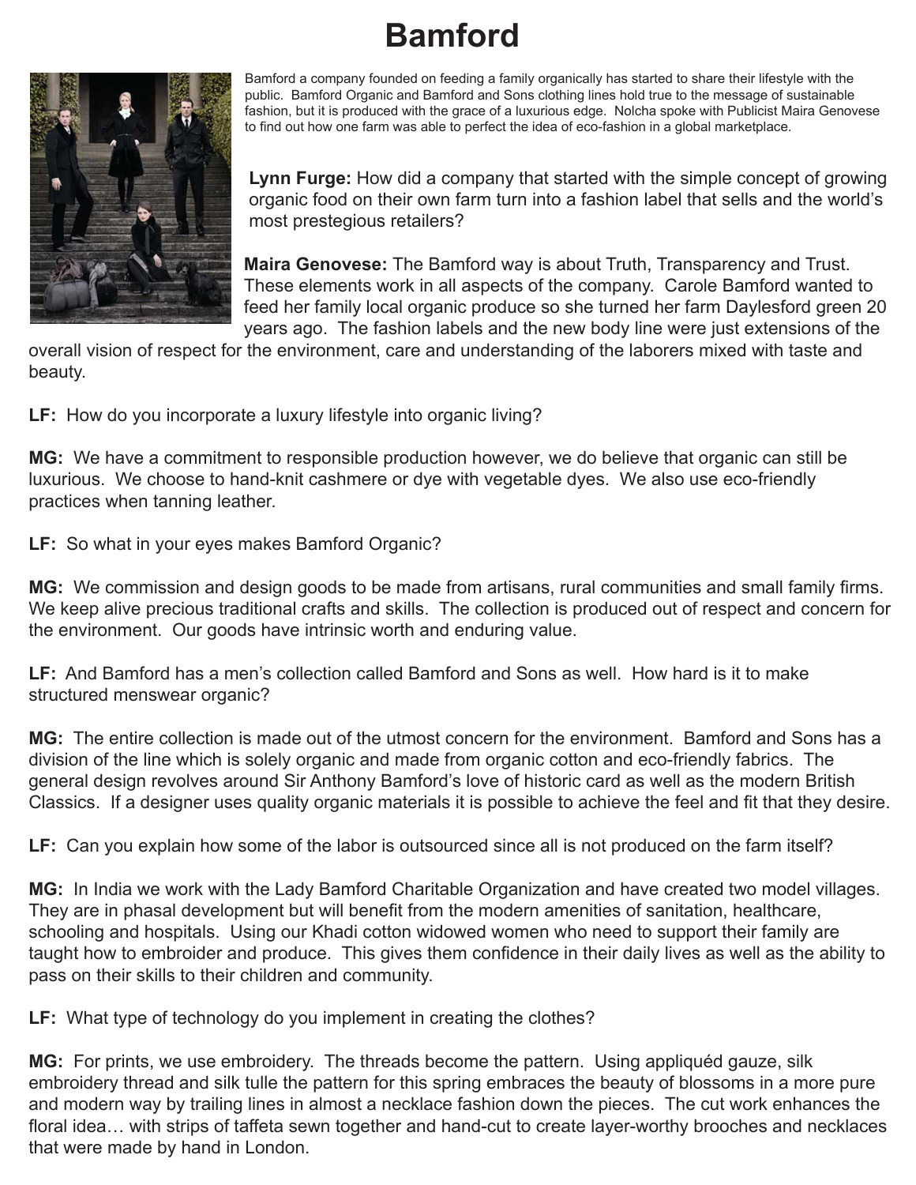# Bamford

Bamford a company founded on feeding a family organically has started to share their lifestyle with the public. Bamford Organic and Bamford and Sons clothing lines hold true to the message of sustainable fashion, but it is produced with the grace of a luxurious edge. Nolcha spoke with Publicist Maira Genovese to find out how one farm was able to perfect the idea of eco-fashion in a global marketplace.

**Lynn Furge:** How did a company that started with the simple concept of growing organic food on their own farm turn into a fashion label that sells and the world's most prestegious retailers?

**Maira Genovese:** The Bamford way is about Truth, Transparency and Trust. These elements work in all aspects of the company. Carole Bamford wanted to feed her family local organic produce so she turned her farm Daylesford green 20 years ago. The fashion labels and the new body line were just extensions of the overall vision of respect for the environment, care and understanding of the laborers mixed with taste and beauty.

**LF:** How do you incorporate a luxury lifestyle into organic living?

**MG:** We have a commitment to responsible production however, we do believe that organic can still be luxurious. We choose to hand-knit cashmere or dye with vegetable dyes. We also use eco-friendly practices when tanning leather.

**LF:** So what in your eyes makes Bamford Organic?

**MG:** We commission and design goods to be made from artisans, rural communities and small family firms. We keep alive precious traditional crafts and skills. The collection is produced out of respect and concern for the environment. Our goods have intrinsic worth and enduring value.

**LF:** And Bamford has a men's collection called Bamford and Sons as well. How hard is it to make structured menswear organic?

**MG:** The entire collection is made out of the utmost concern for the environment. Bamford and Sons has a division of the line which is solely organic and made from organic cotton and eco-friendly fabrics. The general design revolves around Sir Anthony Bamford's love of historic card as well as the modern British Classics. If a designer uses quality organic materials it is possible to achieve the feel and fit that they desire.

**LF:** Can you explain how some of the labor is outsourced since all is not produced on the farm itself?

**MG:** In India we work with the Lady Bamford Charitable Organization and have created two model villages. They are in phasal development but will benefit from the modern amenities of sanitation, healthcare, schooling and hospitals. Using our Khadi cotton widowed women who need to support their family are taught how to embroider and produce. This gives them confidence in their daily lives as well as the ability to pass on their skills to their children and community.

**LF:** What type of technology do you implement in creating the clothes?

**MG:** For prints, we use embroidery. The threads become the pattern. Using appliquéd gauze, silk embroidery thread and silk tulle the pattern for this spring embraces the beauty of blossoms in a more pure and modern way by trailing lines in almost a necklace fashion down the pieces. The cut work enhances the floral idea… with strips of taffeta sewn together and hand-cut to create layer-worthy brooches and necklaces that were made by hand in London.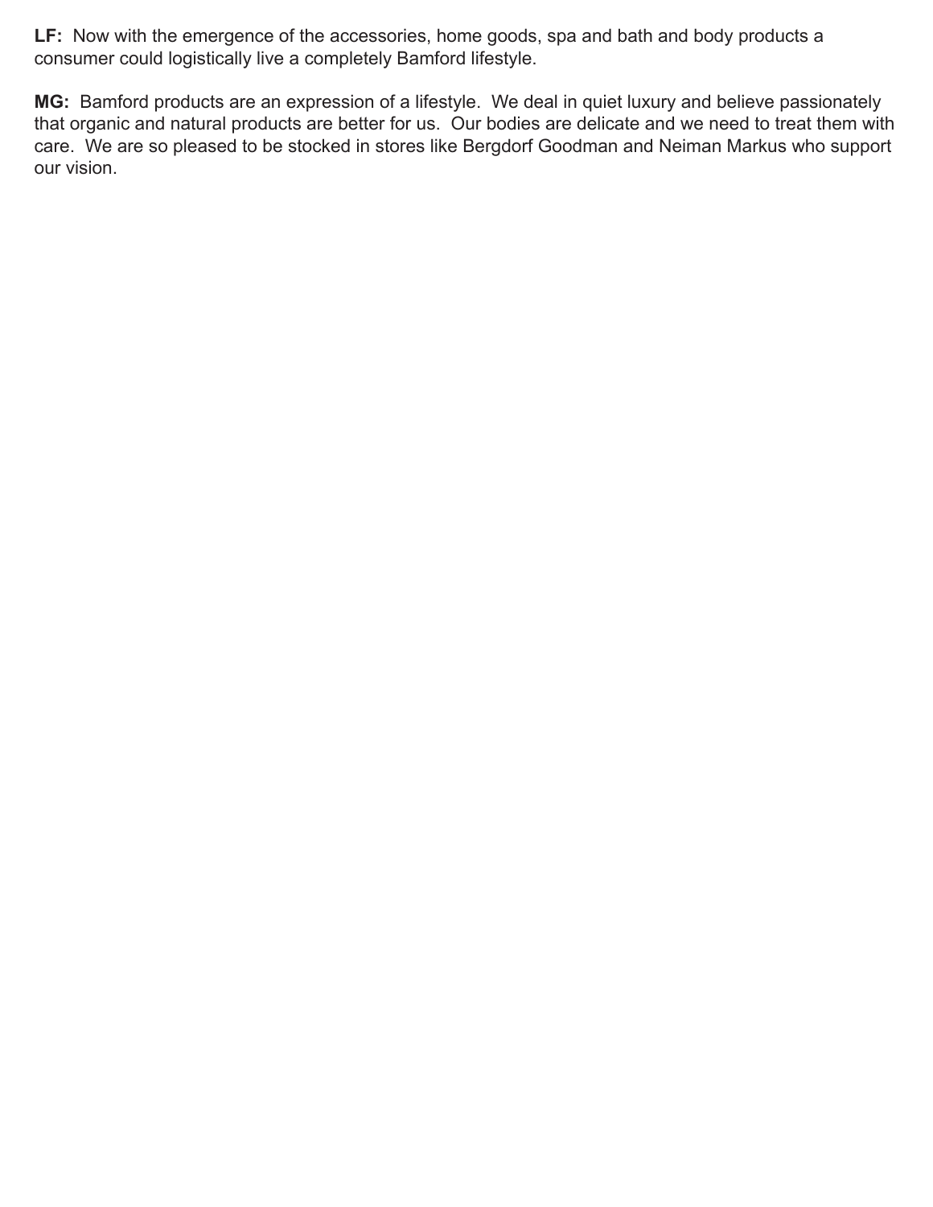**LF:** Now with the emergence of the accessories, home goods, spa and bath and body products a consumer could logistically live a completely Bamford lifestyle.

**MG:** Bamford products are an expression of a lifestyle. We deal in quiet luxury and believe passionately that organic and natural products are better for us. Our bodies are delicate and we need to treat them with care. We are so pleased to be stocked in stores like Bergdorf Goodman and Neiman Markus who support our vision.